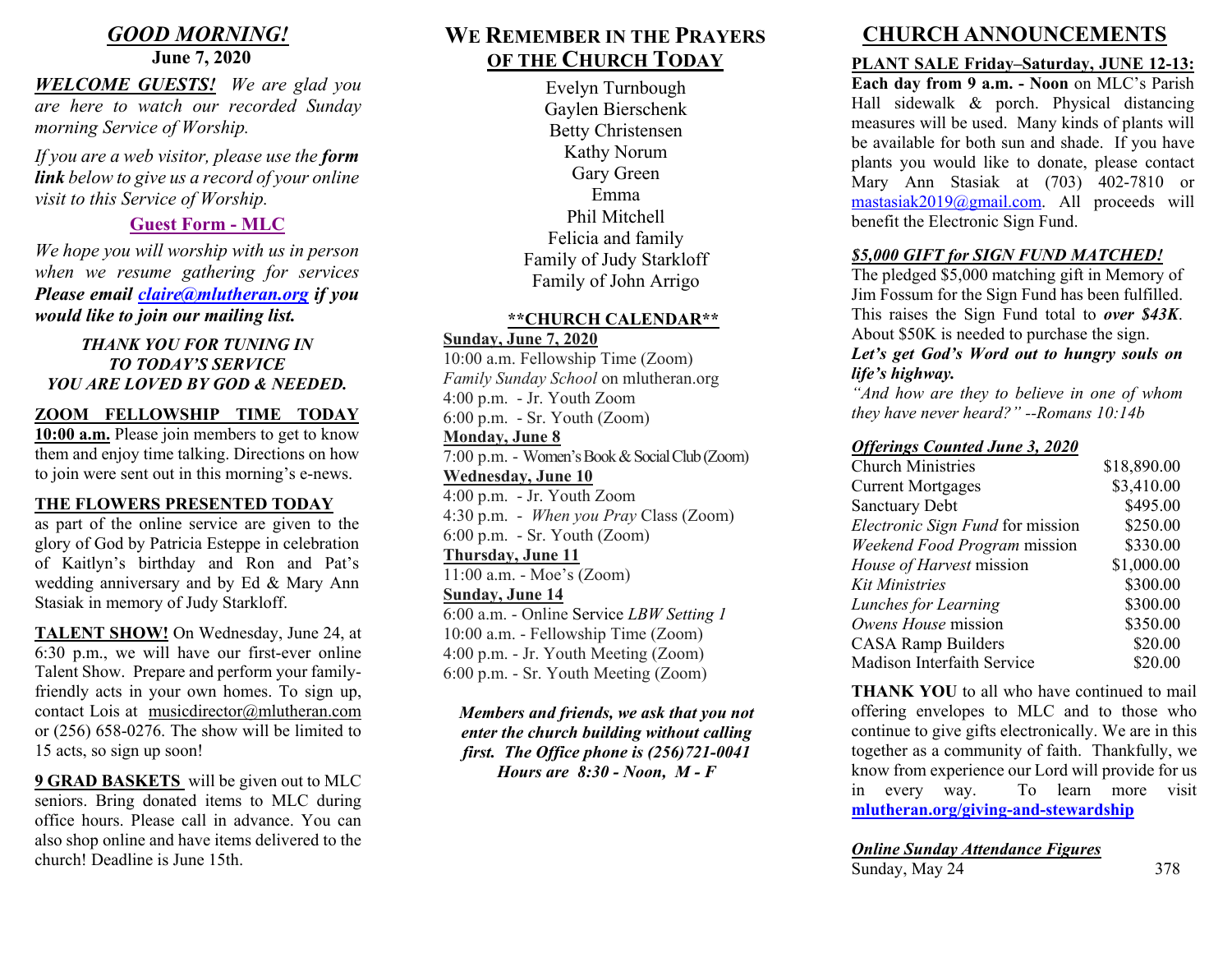## *GOOD MORNING!*

**June 7, 2020**

***WELCOME GUESTS!*** *We are glad you are here to watch our recorded Sunday morning Service of Worship.*

*If you are a web visitor, please use the* ***form link*** *below to give us a record of your online visit to this Service of Worship.*

**Guest Form - MLC**

*We hope you will worship with us in person when we resume gathering for services* ***Please email claire@mlutheran.org if you would like to join our mailing list.***

***THANK YOU FOR TUNING IN TO TODAY'S SERVICE YOU ARE LOVED BY GOD & NEEDED.***

**ZOOM FELLOWSHIP TIME TODAY 10:00 a.m.** Please join members to get to know them and enjoy time talking. Directions on how to join were sent out in this morning's e-news.

**THE FLOWERS PRESENTED TODAY** as part of the online service are given to the glory of God by Patricia Esteppe in celebration of Kaitlyn's birthday and Ron and Pat's wedding anniversary and by Ed & Mary Ann Stasiak in memory of Judy Starkloff.

**TALENT SHOW!** On Wednesday, June 24, at 6:30 p.m., we will have our first-ever online Talent Show. Prepare and perform your family-friendly acts in your own homes. To sign up, contact Lois at musicdirector@mlutheran.com or (256) 658-0276. The show will be limited to 15 acts, so sign up soon!

**9 GRAD BASKETS** will be given out to MLC seniors. Bring donated items to MLC during office hours. Please call in advance. You can also shop online and have items delivered to the church! Deadline is June 15th.

## WE REMEMBER IN THE PRAYERS OF THE CHURCH TODAY

Evelyn Turnbough
Gaylen Bierschenk
Betty Christensen
Kathy Norum
Gary Green
Emma
Phil Mitchell
Felicia and family
Family of Judy Starkloff
Family of John Arrigo

### **CHURCH CALENDAR**

**Sunday, June 7, 2020**
10:00 a.m. Fellowship Time (Zoom)
*Family Sunday School* on mlutheran.org
4:00 p.m. - Jr. Youth Zoom
6:00 p.m. - Sr. Youth (Zoom)

**Monday, June 8**
7:00 p.m. - Women's Book & Social Club (Zoom)

**Wednesday, June 10**
4:00 p.m. - Jr. Youth Zoom
4:30 p.m. - *When you Pray* Class (Zoom)
6:00 p.m. - Sr. Youth (Zoom)

**Thursday, June 11**
11:00 a.m. - Moe's (Zoom)

**Sunday, June 14**
6:00 a.m. - Online Service *LBW Setting 1*
10:00 a.m. - Fellowship Time (Zoom)
4:00 p.m. - Jr. Youth Meeting (Zoom)
6:00 p.m. - Sr. Youth Meeting (Zoom)

***Members and friends, we ask that you not enter the church building without calling first. The Office phone is (256)721-0041 Hours are 8:30 - Noon, M - F***

## CHURCH ANNOUNCEMENTS

**PLANT SALE Friday–Saturday, JUNE 12-13: Each day from 9 a.m. - Noon** on MLC's Parish Hall sidewalk & porch. Physical distancing measures will be used. Many kinds of plants will be available for both sun and shade. If you have plants you would like to donate, please contact Mary Ann Stasiak at (703) 402-7810 or mastasiak2019@gmail.com. All proceeds will benefit the Electronic Sign Fund.

***$5,000 GIFT for SIGN FUND MATCHED!***
The pledged $5,000 matching gift in Memory of Jim Fossum for the Sign Fund has been fulfilled. This raises the Sign Fund total to ***over $43K***. About $50K is needed to purchase the sign.
***Let's get God's Word out to hungry souls on life's highway.***
*"And how are they to believe in one of whom they have never heard?" --Romans 10:14b*

***Offerings Counted June 3, 2020***

| | |
|---|---|
| Church Ministries | $18,890.00 |
| Current Mortgages | $3,410.00 |
| Sanctuary Debt | $495.00 |
| *Electronic Sign Fund* for mission | $250.00 |
| *Weekend Food Program* mission | $330.00 |
| *House of Harvest* mission | $1,000.00 |
| *Kit Ministries* | $300.00 |
| *Lunches for Learning* | $300.00 |
| *Owens House* mission | $350.00 |
| CASA Ramp Builders | $20.00 |
| Madison Interfaith Service | $20.00 |

**THANK YOU** to all who have continued to mail offering envelopes to MLC and to those who continue to give gifts electronically. We are in this together as a community of faith. Thankfully, we know from experience our Lord will provide for us in every way. To learn more visit **mlutheran.org/giving-and-stewardship**

***Online Sunday Attendance Figures***
Sunday, May 24 378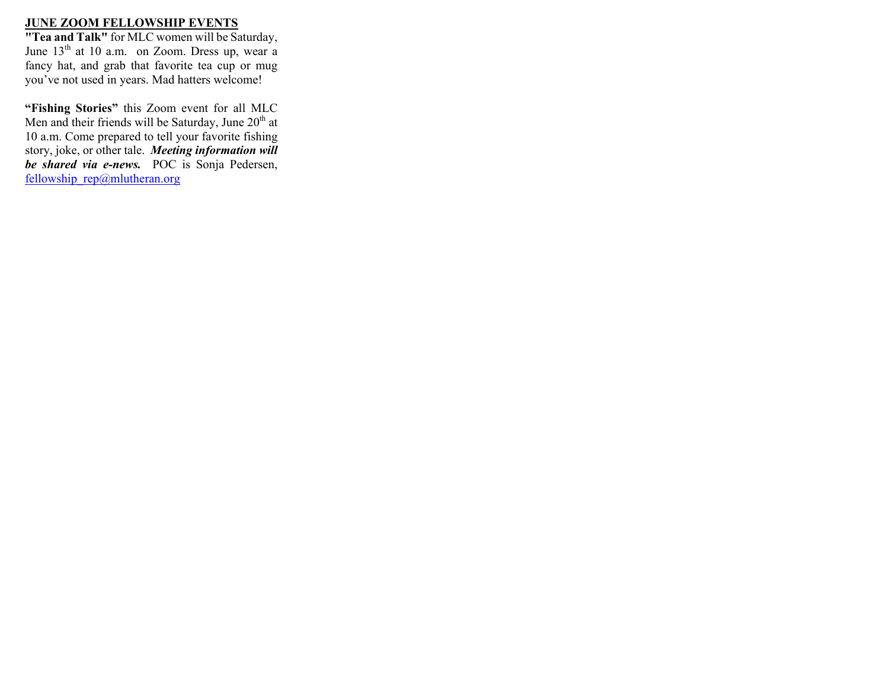**JUNE ZOOM FELLOWSHIP EVENTS**

**"Tea and Talk"** for MLC women will be Saturday, June 13th at 10 a.m. on Zoom. Dress up, wear a fancy hat, and grab that favorite tea cup or mug you've not used in years. Mad hatters welcome!

**"Fishing Stories"** this Zoom event for all MLC Men and their friends will be Saturday, June 20th at 10 a.m. Come prepared to tell your favorite fishing story, joke, or other tale. ***Meeting information will be shared via e-news.*** POC is Sonja Pedersen, fellowship_rep@mlutheran.org